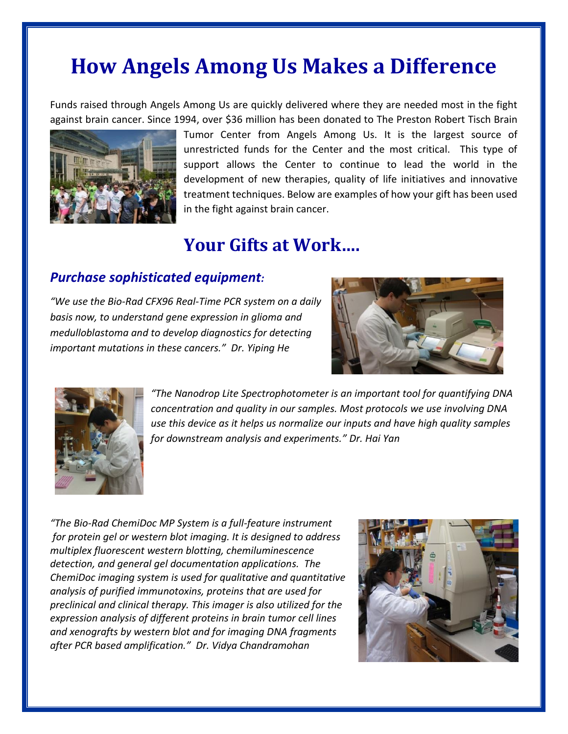# How Angels Among Us Makes a Difference

Funds raised through Angels Among Us are quickly delivered where they are needed most in the fight against brain cancer. Since 1994, over $36 million has been donated to The Preston Robert Tisch Brain Tumor Center from Angels Among Us. It is the largest source of unrestricted funds for the Center and the most critical. This type of support allows the Center to continue to lead the world in the development of new therapies, quality of life initiatives and innovative treatment techniques. Below are examples of how your gift has been used in the fight against brain cancer.

## Your Gifts at Work….

### *Purchase sophisticated equipment:*

*"We use the Bio-Rad CFX96 Real-Time PCR system on a daily basis now, to understand gene expression in glioma and medulloblastoma and to develop diagnostics for detecting important mutations in these cancers." Dr. Yiping He*

*"The Nanodrop Lite Spectrophotometer is an important tool for quantifying DNA concentration and quality in our samples. Most protocols we use involving DNA use this device as it helps us normalize our inputs and have high quality samples for downstream analysis and experiments." Dr. Hai Yan*

*"The Bio-Rad ChemiDoc MP System is a full-feature instrument for protein gel or western blot imaging. It is designed to address multiplex fluorescent western blotting, chemiluminescence detection, and general gel documentation applications. The ChemiDoc imaging system is used for qualitative and quantitative analysis of purified immunotoxins, proteins that are used for preclinical and clinical therapy. This imager is also utilized for the expression analysis of different proteins in brain tumor cell lines and xenografts by western blot and for imaging DNA fragments after PCR based amplification." Dr. Vidya Chandramohan*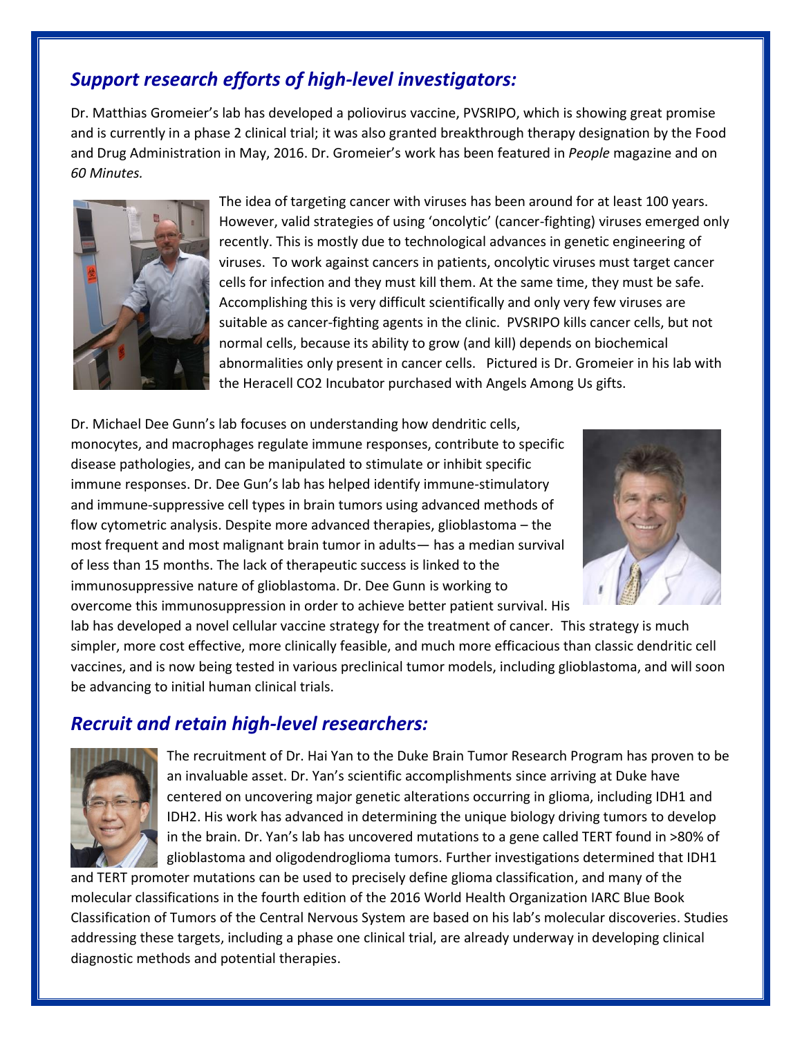## *Support research efforts of high-level investigators:*

Dr. Matthias Gromeier's lab has developed a poliovirus vaccine, PVSRIPO, which is showing great promise and is currently in a phase 2 clinical trial; it was also granted breakthrough therapy designation by the Food and Drug Administration in May, 2016. Dr. Gromeier's work has been featured in *People* magazine and on *60 Minutes.*

The idea of targeting cancer with viruses has been around for at least 100 years. However, valid strategies of using 'oncolytic' (cancer-fighting) viruses emerged only recently. This is mostly due to technological advances in genetic engineering of viruses. To work against cancers in patients, oncolytic viruses must target cancer cells for infection and they must kill them. At the same time, they must be safe. Accomplishing this is very difficult scientifically and only very few viruses are suitable as cancer-fighting agents in the clinic. PVSRIPO kills cancer cells, but not normal cells, because its ability to grow (and kill) depends on biochemical abnormalities only present in cancer cells. Pictured is Dr. Gromeier in his lab with the Heracell CO2 Incubator purchased with Angels Among Us gifts.

Dr. Michael Dee Gunn's lab focuses on understanding how dendritic cells, monocytes, and macrophages regulate immune responses, contribute to specific disease pathologies, and can be manipulated to stimulate or inhibit specific immune responses. Dr. Dee Gun's lab has helped identify immune-stimulatory and immune-suppressive cell types in brain tumors using advanced methods of flow cytometric analysis. Despite more advanced therapies, glioblastoma – the most frequent and most malignant brain tumor in adults— has a median survival of less than 15 months. The lack of therapeutic success is linked to the immunosuppressive nature of glioblastoma. Dr. Dee Gunn is working to overcome this immunosuppression in order to achieve better patient survival. His lab has developed a novel cellular vaccine strategy for the treatment of cancer. This strategy is much simpler, more cost effective, more clinically feasible, and much more efficacious than classic dendritic cell vaccines, and is now being tested in various preclinical tumor models, including glioblastoma, and will soon be advancing to initial human clinical trials.

## *Recruit and retain high-level researchers:*

The recruitment of Dr. Hai Yan to the Duke Brain Tumor Research Program has proven to be an invaluable asset. Dr. Yan's scientific accomplishments since arriving at Duke have centered on uncovering major genetic alterations occurring in glioma, including IDH1 and IDH2. His work has advanced in determining the unique biology driving tumors to develop in the brain. Dr. Yan's lab has uncovered mutations to a gene called TERT found in >80% of glioblastoma and oligodendroglioma tumors. Further investigations determined that IDH1 and TERT promoter mutations can be used to precisely define glioma classification, and many of the molecular classifications in the fourth edition of the 2016 World Health Organization IARC Blue Book Classification of Tumors of the Central Nervous System are based on his lab's molecular discoveries. Studies addressing these targets, including a phase one clinical trial, are already underway in developing clinical diagnostic methods and potential therapies.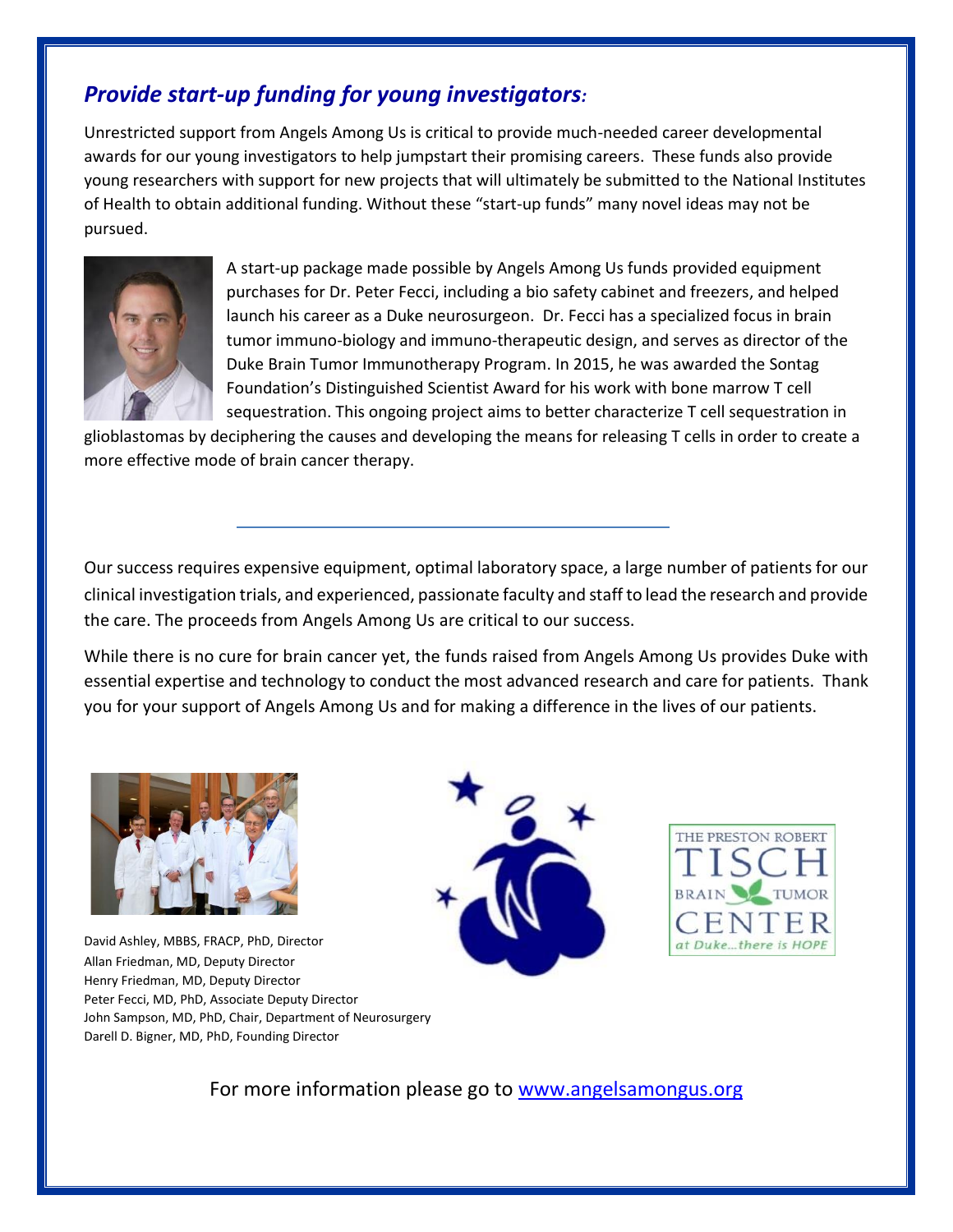## *Provide start-up funding for young investigators:*

Unrestricted support from Angels Among Us is critical to provide much-needed career developmental awards for our young investigators to help jumpstart their promising careers. These funds also provide young researchers with support for new projects that will ultimately be submitted to the National Institutes of Health to obtain additional funding. Without these "start-up funds" many novel ideas may not be pursued.

A start-up package made possible by Angels Among Us funds provided equipment purchases for Dr. Peter Fecci, including a bio safety cabinet and freezers, and helped launch his career as a Duke neurosurgeon. Dr. Fecci has a specialized focus in brain tumor immuno-biology and immuno-therapeutic design, and serves as director of the Duke Brain Tumor Immunotherapy Program. In 2015, he was awarded the Sontag Foundation's Distinguished Scientist Award for his work with bone marrow T cell sequestration. This ongoing project aims to better characterize T cell sequestration in glioblastomas by deciphering the causes and developing the means for releasing T cells in order to create a more effective mode of brain cancer therapy.

---

Our success requires expensive equipment, optimal laboratory space, a large number of patients for our clinical investigation trials, and experienced, passionate faculty and staff to lead the research and provide the care. The proceeds from Angels Among Us are critical to our success.

While there is no cure for brain cancer yet, the funds raised from Angels Among Us provides Duke with essential expertise and technology to conduct the most advanced research and care for patients. Thank you for your support of Angels Among Us and for making a difference in the lives of our patients.

David Ashley, MBBS, FRACP, PhD, Director
Allan Friedman, MD, Deputy Director
Henry Friedman, MD, Deputy Director
Peter Fecci, MD, PhD, Associate Deputy Director
John Sampson, MD, PhD, Chair, Department of Neurosurgery
Darell D. Bigner, MD, PhD, Founding Director

THE PRESTON ROBERT TISCH BRAIN TUMOR CENTER at Duke...there is HOPE

For more information please go to [www.angelsamongus.org](http://www.angelsamongus.org)